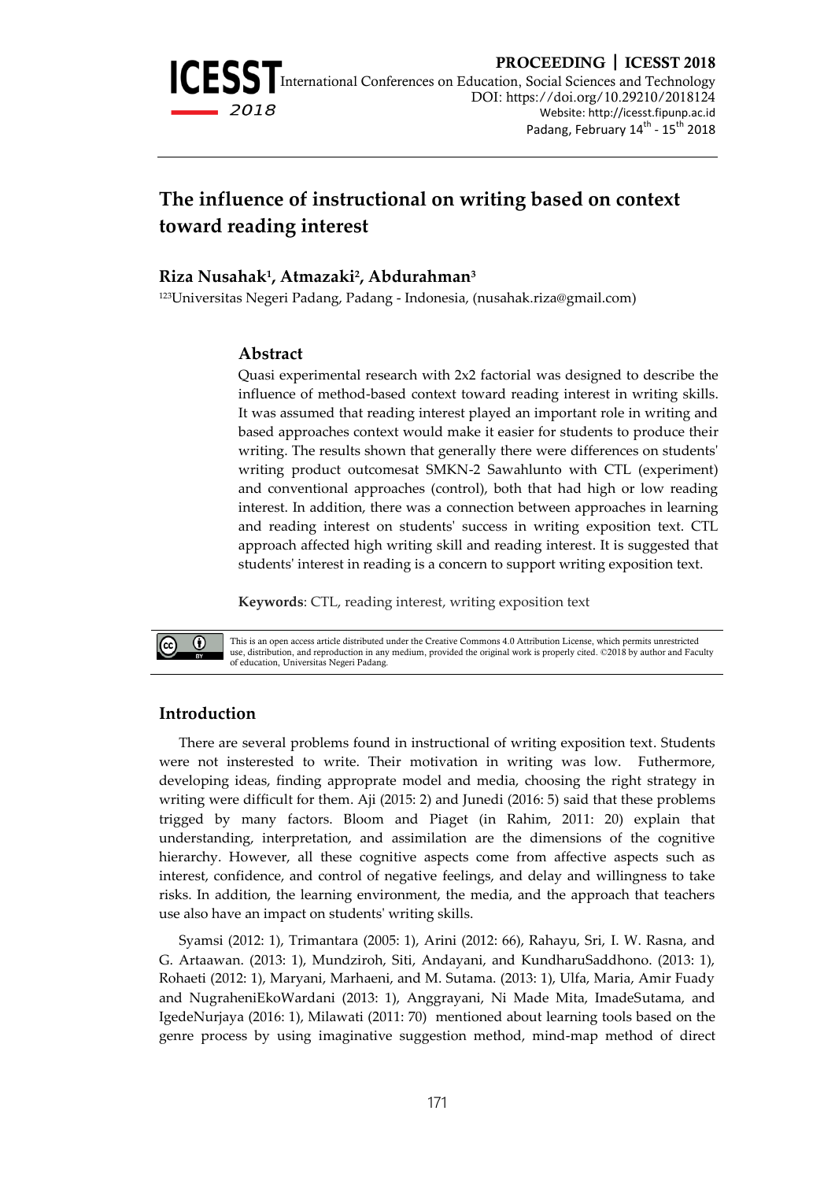# The influence of instructional on writing based on context toward reading interest

**Riza Nusahak[1], Atmazaki[2], Abdurahman[3]**

[123]Universitas Negeri Padang, Padang - Indonesia, (nusahak.riza@gmail.com)

## Abstract

Quasi experimental research with 2x2 factorial was designed to describe the influence of method-based context toward reading interest in writing skills. It was assumed that reading interest played an important role in writing and based approaches context would make it easier for students to produce their writing. The results shown that generally there were differences on students' writing product outcomesat SMKN-2 Sawahlunto with CTL (experiment) and conventional approaches (control), both that had high or low reading interest. In addition, there was a connection between approaches in learning and reading interest on students' success in writing exposition text. CTL approach affected high writing skill and reading interest. It is suggested that students' interest in reading is a concern to support writing exposition text.

**Keywords**: CTL, reading interest, writing exposition text

This is an open access article distributed under the Creative Commons 4.0 Attribution License, which permits unrestricted use, distribution, and reproduction in any medium, provided the original work is properly cited. ©2018 by author and Faculty of education, Universitas Negeri Padang.

## Introduction

There are several problems found in instructional of writing exposition text. Students were not insterested to write. Their motivation in writing was low. Futhermore, developing ideas, finding approprate model and media, choosing the right strategy in writing were difficult for them. Aji (2015: 2) and Junedi (2016: 5) said that these problems trigged by many factors. Bloom and Piaget (in Rahim, 2011: 20) explain that understanding, interpretation, and assimilation are the dimensions of the cognitive hierarchy. However, all these cognitive aspects come from affective aspects such as interest, confidence, and control of negative feelings, and delay and willingness to take risks. In addition, the learning environment, the media, and the approach that teachers use also have an impact on students' writing skills.

Syamsi (2012: 1), Trimantara (2005: 1), Arini (2012: 66), Rahayu, Sri, I. W. Rasna, and G. Artaawan. (2013: 1), Mundziroh, Siti, Andayani, and KundharuSaddhono. (2013: 1), Rohaeti (2012: 1), Maryani, Marhaeni, and M. Sutama. (2013: 1), Ulfa, Maria, Amir Fuady and NugraheniEkoWardani (2013: 1), Anggrayani, Ni Made Mita, ImadeSutama, and IgedeNurjaya (2016: 1), Milawati (2011: 70) mentioned about learning tools based on the genre process by using imaginative suggestion method, mind-map method of direct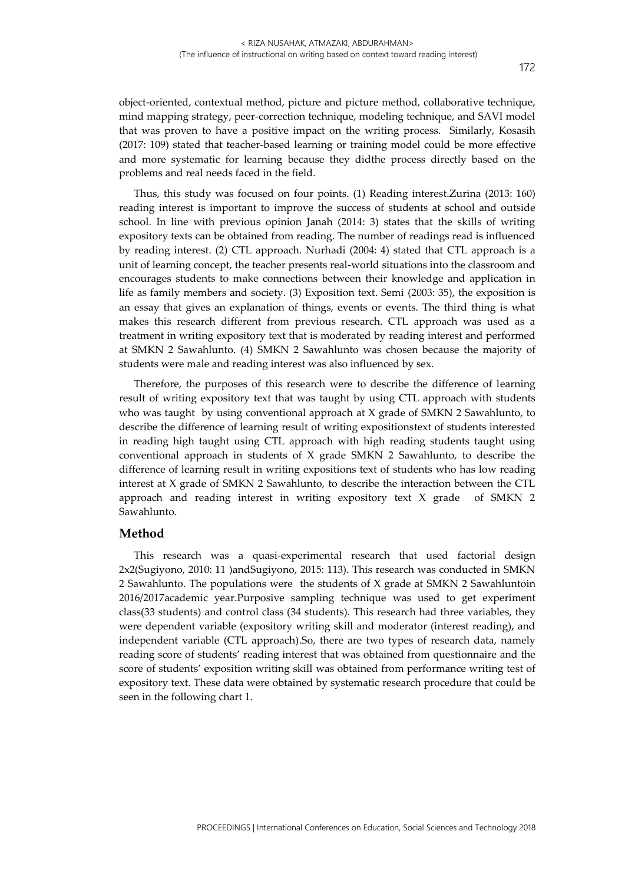object-oriented, contextual method, picture and picture method, collaborative technique, mind mapping strategy, peer-correction technique, modeling technique, and SAVI model that was proven to have a positive impact on the writing process. Similarly, Kosasih (2017: 109) stated that teacher-based learning or training model could be more effective and more systematic for learning because they didthe process directly based on the problems and real needs faced in the field.

Thus, this study was focused on four points. (1) Reading interest.Zurina (2013: 160) reading interest is important to improve the success of students at school and outside school. In line with previous opinion Janah (2014: 3) states that the skills of writing expository texts can be obtained from reading. The number of readings read is influenced by reading interest. (2) CTL approach. Nurhadi (2004: 4) stated that CTL approach is a unit of learning concept, the teacher presents real-world situations into the classroom and encourages students to make connections between their knowledge and application in life as family members and society. (3) Exposition text. Semi (2003: 35), the exposition is an essay that gives an explanation of things, events or events. The third thing is what makes this research different from previous research. CTL approach was used as a treatment in writing expository text that is moderated by reading interest and performed at SMKN 2 Sawahlunto. (4) SMKN 2 Sawahlunto was chosen because the majority of students were male and reading interest was also influenced by sex.

Therefore, the purposes of this research were to describe the difference of learning result of writing expository text that was taught by using CTL approach with students who was taught by using conventional approach at X grade of SMKN 2 Sawahlunto, to describe the difference of learning result of writing expositionstext of students interested in reading high taught using CTL approach with high reading students taught using conventional approach in students of X grade SMKN 2 Sawahlunto, to describe the difference of learning result in writing expositions text of students who has low reading interest at X grade of SMKN 2 Sawahlunto, to describe the interaction between the CTL approach and reading interest in writing expository text X grade of SMKN 2 Sawahlunto.

## Method

This research was a quasi-experimental research that used factorial design 2x2(Sugiyono, 2010: 11 )andSugiyono, 2015: 113). This research was conducted in SMKN 2 Sawahlunto. The populations were the students of X grade at SMKN 2 Sawahluntoin 2016/2017academic year.Purposive sampling technique was used to get experiment class(33 students) and control class (34 students). This research had three variables, they were dependent variable (expository writing skill and moderator (interest reading), and independent variable (CTL approach).So, there are two types of research data, namely reading score of students' reading interest that was obtained from questionnaire and the score of students' exposition writing skill was obtained from performance writing test of expository text. These data were obtained by systematic research procedure that could be seen in the following chart 1.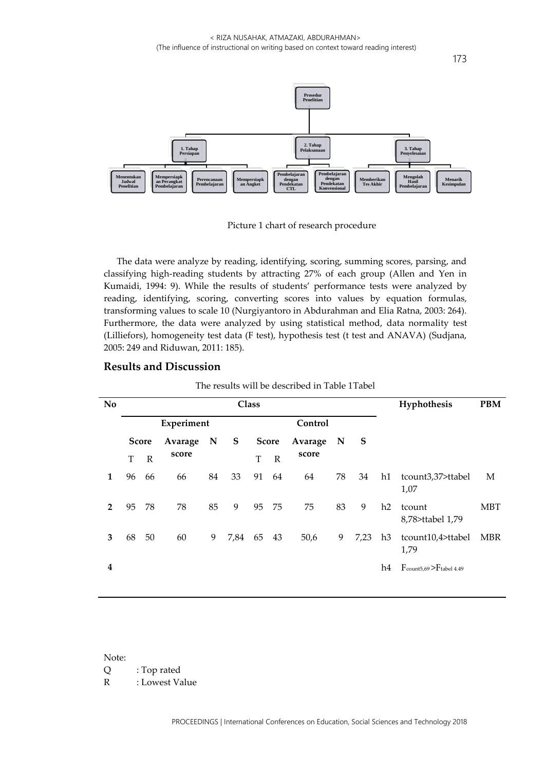- **Prosedur Penelitian**
  - 1. Tahap Persiapan
    - Menentukan Jadwal Penelitian
    - Mempersiapkan Perangkat Pembelajaran
    - Perencanaan Pembelajaran
    - Mempersiapkan Angket
  - 2. Tahap Pelaksanaan
    - Pembelajaran dengan Pendekatan CTL
    - Pembelajaran dengan Pendekatan Konvensional
  - 3. Tahap Penyelesaian
    - Memberikan Tes Akhir
    - Mengolah Hasil Pembelajaran
    - Menarik Kesimpulan

Picture 1 chart of research procedure

The data were analyze by reading, identifying, scoring, summing scores, parsing, and classifying high-reading students by attracting 27% of each group (Allen and Yen in Kumaidi, 1994: 9). While the results of students' performance tests were analyzed by reading, identifying, scoring, converting scores into values by equation formulas, transforming values to scale 10 (Nurgiyantoro in Abdurahman and Elia Ratna, 2003: 264). Furthermore, the data were analyzed by using statistical method, data normality test (Lilliefors), homogeneity test data (F test), hypothesis test (t test and ANAVA) (Sudjana, 2005: 249 and Riduwan, 2011: 185).

## Results and Discussion

The results will be described in Table 1Tabel

| No | Class | | | | | | | | | | Hyphothesis | | PBM |
|---|---|---|---|---|---|---|---|---|---|---|---|---|---|
| | Experiment | | | | | Control | | | | | | | |
| | Score | | Avarage score | N | S | Score | | Avarage score | N | S | | | |
| | T | R | | | | T | R | | | | | | |
| 1 | 96 | 66 | 66 | 84 | 33 | 91 | 64 | 64 | 78 | 34 | h1 | tcount3,37>ttabel 1,07 | M |
| 2 | 95 | 78 | 78 | 85 | 9 | 95 | 75 | 75 | 83 | 9 | h2 | tcount 8,78>ttabel 1,79 | MBT |
| 3 | 68 | 50 | 60 | 9 | 7,84 | 65 | 43 | 50,6 | 9 | 7,23 | h3 | tcount10,4>ttabel 1,79 | MBR |
| 4 | | | | | | | | | | | h4 | $F_{count 5,69} > F_{tabel\ 4.49}$ | |

Note:

Q : Top rated

R : Lowest Value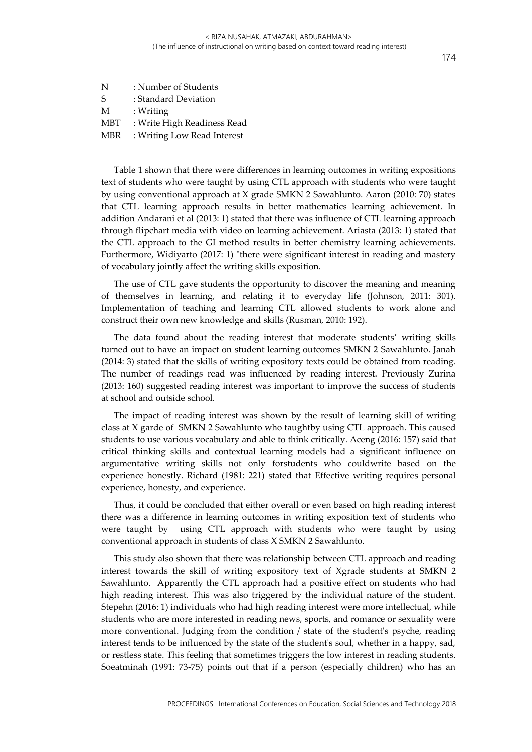N : Number of Students
S : Standard Deviation
M : Writing
MBT : Write High Readiness Read
MBR : Writing Low Read Interest

Table 1 shown that there were differences in learning outcomes in writing expositions text of students who were taught by using CTL approach with students who were taught by using conventional approach at X grade SMKN 2 Sawahlunto. Aaron (2010: 70) states that CTL learning approach results in better mathematics learning achievement. In addition Andarani et al (2013: 1) stated that there was influence of CTL learning approach through flipchart media with video on learning achievement. Ariasta (2013: 1) stated that the CTL approach to the GI method results in better chemistry learning achievements. Furthermore, Widiyarto (2017: 1) "there were significant interest in reading and mastery of vocabulary jointly affect the writing skills exposition.

The use of CTL gave students the opportunity to discover the meaning and meaning of themselves in learning, and relating it to everyday life (Johnson, 2011: 301). Implementation of teaching and learning CTL allowed students to work alone and construct their own new knowledge and skills (Rusman, 2010: 192).

The data found about the reading interest that moderate students' writing skills turned out to have an impact on student learning outcomes SMKN 2 Sawahlunto. Janah (2014: 3) stated that the skills of writing expository texts could be obtained from reading. The number of readings read was influenced by reading interest. Previously Zurina (2013: 160) suggested reading interest was important to improve the success of students at school and outside school.

The impact of reading interest was shown by the result of learning skill of writing class at X garde of SMKN 2 Sawahlunto who taughtby using CTL approach. This caused students to use various vocabulary and able to think critically. Aceng (2016: 157) said that critical thinking skills and contextual learning models had a significant influence on argumentative writing skills not only forstudents who couldwrite based on the experience honestly. Richard (1981: 221) stated that Effective writing requires personal experience, honesty, and experience.

Thus, it could be concluded that either overall or even based on high reading interest there was a difference in learning outcomes in writing exposition text of students who were taught by using CTL approach with students who were taught by using conventional approach in students of class X SMKN 2 Sawahlunto.

This study also shown that there was relationship between CTL approach and reading interest towards the skill of writing expository text of Xgrade students at SMKN 2 Sawahlunto. Apparently the CTL approach had a positive effect on students who had high reading interest. This was also triggered by the individual nature of the student. Stepehn (2016: 1) individuals who had high reading interest were more intellectual, while students who are more interested in reading news, sports, and romance or sexuality were more conventional. Judging from the condition / state of the student's psyche, reading interest tends to be influenced by the state of the student's soul, whether in a happy, sad, or restless state. This feeling that sometimes triggers the low interest in reading students. Soeatminah (1991: 73-75) points out that if a person (especially children) who has an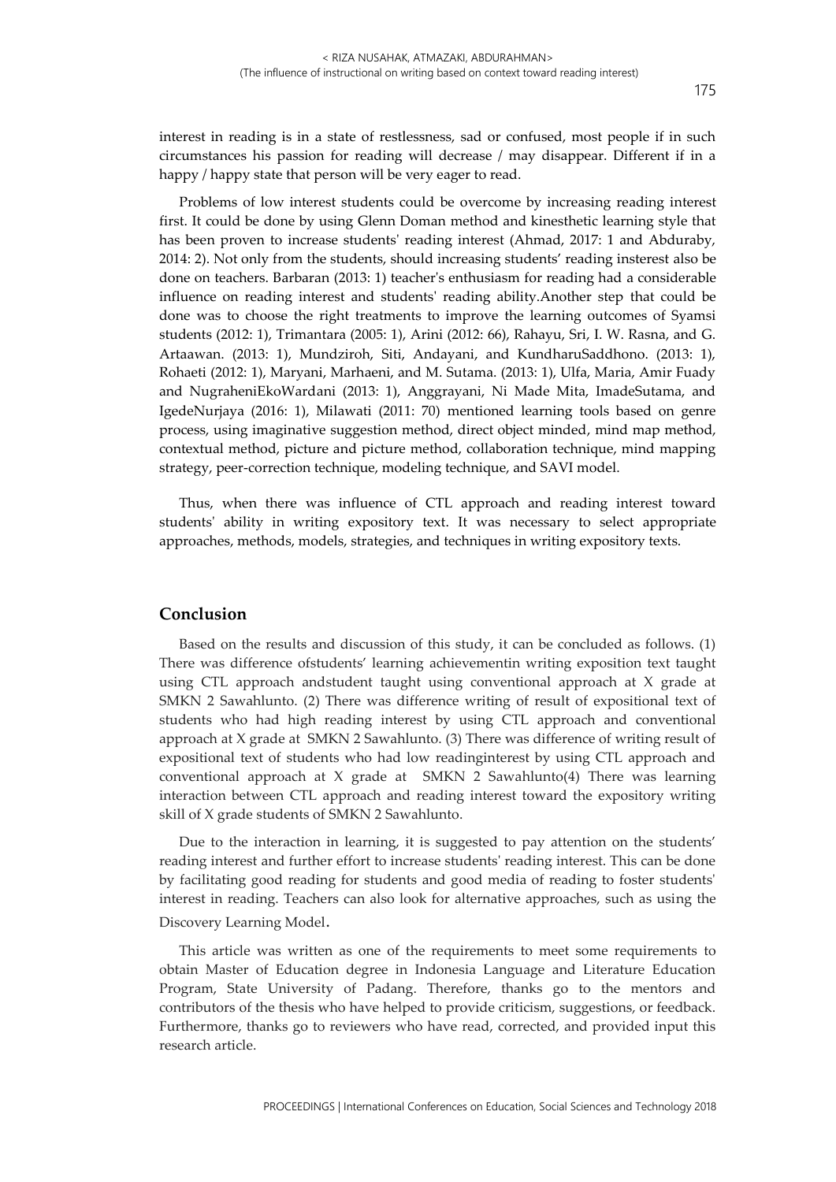interest in reading is in a state of restlessness, sad or confused, most people if in such circumstances his passion for reading will decrease / may disappear. Different if in a happy / happy state that person will be very eager to read.

Problems of low interest students could be overcome by increasing reading interest first. It could be done by using Glenn Doman method and kinesthetic learning style that has been proven to increase students' reading interest (Ahmad, 2017: 1 and Abduraby, 2014: 2). Not only from the students, should increasing students' reading insterest also be done on teachers. Barbaran (2013: 1) teacher's enthusiasm for reading had a considerable influence on reading interest and students' reading ability.Another step that could be done was to choose the right treatments to improve the learning outcomes of Syamsi students (2012: 1), Trimantara (2005: 1), Arini (2012: 66), Rahayu, Sri, I. W. Rasna, and G. Artaawan. (2013: 1), Mundziroh, Siti, Andayani, and KundharuSaddhono. (2013: 1), Rohaeti (2012: 1), Maryani, Marhaeni, and M. Sutama. (2013: 1), Ulfa, Maria, Amir Fuady and NugraheniEkoWardani (2013: 1), Anggrayani, Ni Made Mita, ImadeSutama, and IgedeNurjaya (2016: 1), Milawati (2011: 70) mentioned learning tools based on genre process, using imaginative suggestion method, direct object minded, mind map method, contextual method, picture and picture method, collaboration technique, mind mapping strategy, peer-correction technique, modeling technique, and SAVI model.

Thus, when there was influence of CTL approach and reading interest toward students' ability in writing expository text. It was necessary to select appropriate approaches, methods, models, strategies, and techniques in writing expository texts.

## Conclusion

Based on the results and discussion of this study, it can be concluded as follows. (1) There was difference ofstudents' learning achievementin writing exposition text taught using CTL approach andstudent taught using conventional approach at X grade at SMKN 2 Sawahlunto. (2) There was difference writing of result of expositional text of students who had high reading interest by using CTL approach and conventional approach at X grade at SMKN 2 Sawahlunto. (3) There was difference of writing result of expositional text of students who had low readinginterest by using CTL approach and conventional approach at X grade at SMKN 2 Sawahlunto(4) There was learning interaction between CTL approach and reading interest toward the expository writing skill of X grade students of SMKN 2 Sawahlunto.

Due to the interaction in learning, it is suggested to pay attention on the students' reading interest and further effort to increase students' reading interest. This can be done by facilitating good reading for students and good media of reading to foster students' interest in reading. Teachers can also look for alternative approaches, such as using the Discovery Learning Model.

This article was written as one of the requirements to meet some requirements to obtain Master of Education degree in Indonesia Language and Literature Education Program, State University of Padang. Therefore, thanks go to the mentors and contributors of the thesis who have helped to provide criticism, suggestions, or feedback. Furthermore, thanks go to reviewers who have read, corrected, and provided input this research article.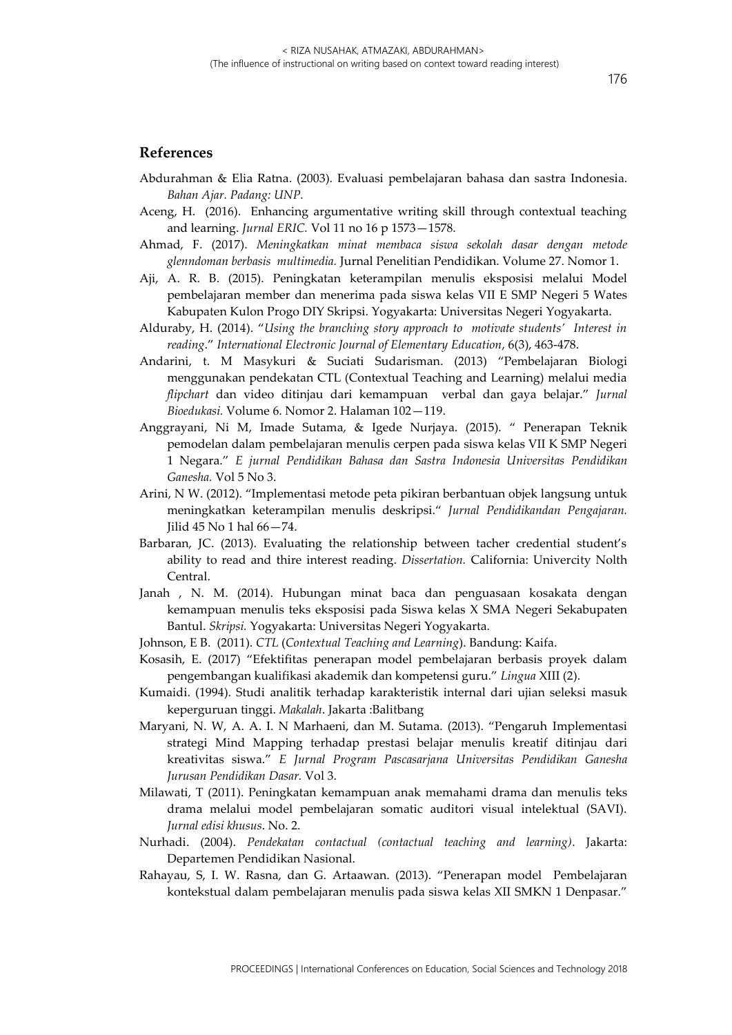## References

Abdurahman & Elia Ratna. (2003). Evaluasi pembelajaran bahasa dan sastra Indonesia. *Bahan Ajar. Padang: UNP.*

Aceng, H. (2016). Enhancing argumentative writing skill through contextual teaching and learning. *Jurnal ERIC.* Vol 11 no 16 p 1573—1578.

Ahmad, F. (2017). *Meningkatkan minat membaca siswa sekolah dasar dengan metode glenndoman berbasis multimedia.* Jurnal Penelitian Pendidikan. Volume 27. Nomor 1.

Aji, A. R. B. (2015). Peningkatan keterampilan menulis eksposisi melalui Model pembelajaran member dan menerima pada siswa kelas VII E SMP Negeri 5 Wates Kabupaten Kulon Progo DIY Skripsi. Yogyakarta: Universitas Negeri Yogyakarta.

Alduraby, H. (2014). "*Using the branching story approach to motivate students' Interest in reading*." *International Electronic Journal of Elementary Education*, 6(3), 463-478.

Andarini, t. M Masykuri & Suciati Sudarisman. (2013) "Pembelajaran Biologi menggunakan pendekatan CTL (Contextual Teaching and Learning) melalui media *flipchart* dan video ditinjau dari kemampuan verbal dan gaya belajar." *Jurnal Bioedukasi.* Volume 6. Nomor 2. Halaman 102—119.

Anggrayani, Ni M, Imade Sutama, & Igede Nurjaya. (2015). " Penerapan Teknik pemodelan dalam pembelajaran menulis cerpen pada siswa kelas VII K SMP Negeri 1 Negara." *E jurnal Pendidikan Bahasa dan Sastra Indonesia Universitas Pendidikan Ganesha.* Vol 5 No 3.

Arini, N W. (2012). "Implementasi metode peta pikiran berbantuan objek langsung untuk meningkatkan keterampilan menulis deskripsi." *Jurnal Pendidikandan Pengajaran.* Jilid 45 No 1 hal 66—74.

Barbaran, JC. (2013). Evaluating the relationship between tacher credential student's ability to read and thire interest reading. *Dissertation.* California: Univercity Nolth Central.

Janah , N. M. (2014). Hubungan minat baca dan penguasaan kosakata dengan kemampuan menulis teks eksposisi pada Siswa kelas X SMA Negeri Sekabupaten Bantul. *Skripsi.* Yogyakarta: Universitas Negeri Yogyakarta.

Johnson, E B. (2011). *CTL* (*Contextual Teaching and Learning*). Bandung: Kaifa.

Kosasih, E. (2017) "Efektifitas penerapan model pembelajaran berbasis proyek dalam pengembangan kualifikasi akademik dan kompetensi guru." *Lingua* XIII (2).

Kumaidi. (1994). Studi analitik terhadap karakteristik internal dari ujian seleksi masuk keperguruan tinggi. *Makalah*. Jakarta :Balitbang

Maryani, N. W, A. A. I. N Marhaeni, dan M. Sutama. (2013). "Pengaruh Implementasi strategi Mind Mapping terhadap prestasi belajar menulis kreatif ditinjau dari kreativitas siswa." *E Jurnal Program Pascasarjana Universitas Pendidikan Ganesha Jurusan Pendidikan Dasar.* Vol 3.

Milawati, T (2011). Peningkatan kemampuan anak memahami drama dan menulis teks drama melalui model pembelajaran somatic auditori visual intelektual (SAVI). *Jurnal edisi khusus*. No. 2.

Nurhadi. (2004). *Pendekatan contactual (contactual teaching and learning)*. Jakarta: Departemen Pendidikan Nasional.

Rahayau, S, I. W. Rasna, dan G. Artaawan. (2013). "Penerapan model Pembelajaran kontekstual dalam pembelajaran menulis pada siswa kelas XII SMKN 1 Denpasar."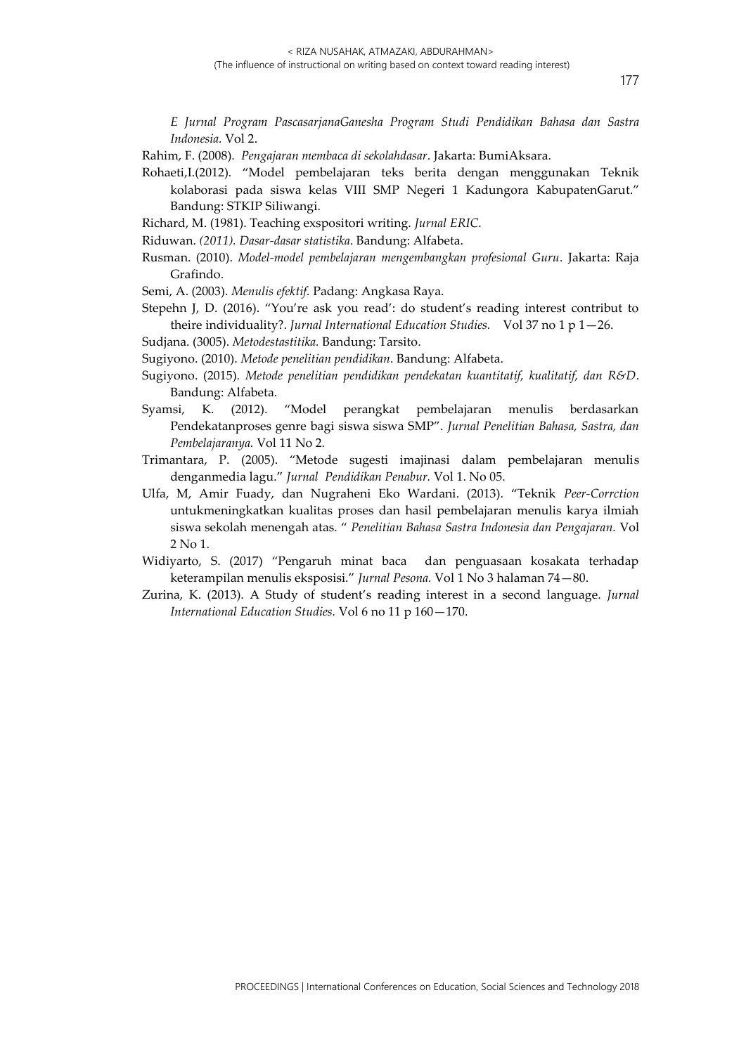*E Jurnal Program PascasarjanaGanesha Program Studi Pendidikan Bahasa dan Sastra Indonesia.* Vol 2.

Rahim, F. (2008). *Pengajaran membaca di sekolahdasar*. Jakarta: BumiAksara.

Rohaeti,I.(2012). "Model pembelajaran teks berita dengan menggunakan Teknik kolaborasi pada siswa kelas VIII SMP Negeri 1 Kadungora KabupatenGarut." Bandung: STKIP Siliwangi.

Richard, M. (1981). Teaching exspositori writing. *Jurnal ERIC*.

Riduwan. *(2011). Dasar-dasar statistika*. Bandung: Alfabeta.

Rusman. (2010). *Model-model pembelajaran mengembangkan profesional Guru*. Jakarta: Raja Grafindo.

Semi, A. (2003). *Menulis efektif.* Padang: Angkasa Raya.

Stepehn J, D. (2016). "You're ask you read': do student's reading interest contribut to theire individuality?. *Jurnal International Education Studies.* Vol 37 no 1 p 1—26.

Sudjana. (3005). *Metodestastitika.* Bandung: Tarsito.

Sugiyono. (2010). *Metode penelitian pendidikan*. Bandung: Alfabeta.

Sugiyono. (2015). *Metode penelitian pendidikan pendekatan kuantitatif, kualitatif, dan R&D*. Bandung: Alfabeta.

Syamsi, K. (2012). "Model perangkat pembelajaran menulis berdasarkan Pendekatanproses genre bagi siswa siswa SMP". *Jurnal Penelitian Bahasa, Sastra, dan Pembelajaranya.* Vol 11 No 2.

Trimantara, P. (2005). "Metode sugesti imajinasi dalam pembelajaran menulis denganmedia lagu." *Jurnal Pendidikan Penabur.* Vol 1. No 05.

Ulfa, M, Amir Fuady, dan Nugraheni Eko Wardani. (2013). "Teknik *Peer-Corrction* untukmeningkatkan kualitas proses dan hasil pembelajaran menulis karya ilmiah siswa sekolah menengah atas. " *Penelitian Bahasa Sastra Indonesia dan Pengajaran.* Vol 2 No 1.

Widiyarto, S. (2017) "Pengaruh minat baca dan penguasaan kosakata terhadap keterampilan menulis eksposisi." *Jurnal Pesona.* Vol 1 No 3 halaman 74—80.

Zurina, K. (2013). A Study of student's reading interest in a second language. *Jurnal International Education Studies.* Vol 6 no 11 p 160—170.